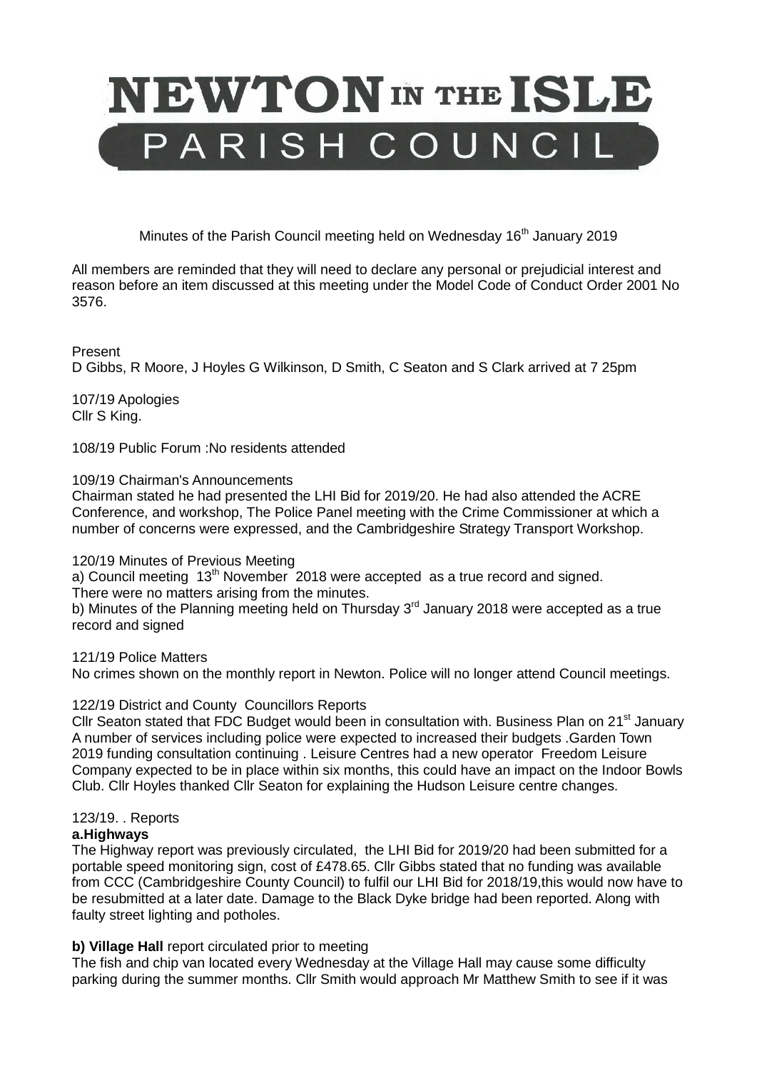# NEWTON IN THE ISLE PARISH COUNCIL

Minutes of the Parish Council meeting held on Wednesday 16th January 2019

All members are reminded that they will need to declare any personal or prejudicial interest and reason before an item discussed at this meeting under the Model Code of Conduct Order 2001 No 3576.

Present
D Gibbs, R Moore, J Hoyles G Wilkinson, D Smith, C Seaton and S Clark arrived at 7 25pm

107/19 Apologies
Cllr S King.

108/19 Public Forum :No residents attended

109/19 Chairman's Announcements
Chairman stated he had presented the LHI Bid for 2019/20. He had also attended the ACRE Conference, and workshop, The Police Panel meeting with the Crime Commissioner at which a number of concerns were expressed, and the Cambridgeshire Strategy Transport Workshop.

120/19 Minutes of Previous Meeting
a) Council meeting 13th November 2018 were accepted as a true record and signed.
There were no matters arising from the minutes.
b) Minutes of the Planning meeting held on Thursday 3rd January 2018 were accepted as a true record and signed

121/19 Police Matters
No crimes shown on the monthly report in Newton. Police will no longer attend Council meetings.

122/19 District and County Councillors Reports
Cllr Seaton stated that FDC Budget would been in consultation with. Business Plan on 21st January A number of services including police were expected to increased their budgets .Garden Town 2019 funding consultation continuing . Leisure Centres had a new operator Freedom Leisure Company expected to be in place within six months, this could have an impact on the Indoor Bowls Club. Cllr Hoyles thanked Cllr Seaton for explaining the Hudson Leisure centre changes.

123/19. . Reports

**a.Highways**
The Highway report was previously circulated, the LHI Bid for 2019/20 had been submitted for a portable speed monitoring sign, cost of £478.65. Cllr Gibbs stated that no funding was available from CCC (Cambridgeshire County Council) to fulfil our LHI Bid for 2018/19,this would now have to be resubmitted at a later date. Damage to the Black Dyke bridge had been reported. Along with faulty street lighting and potholes.

**b) Village Hall** report circulated prior to meeting
The fish and chip van located every Wednesday at the Village Hall may cause some difficulty parking during the summer months. Cllr Smith would approach Mr Matthew Smith to see if it was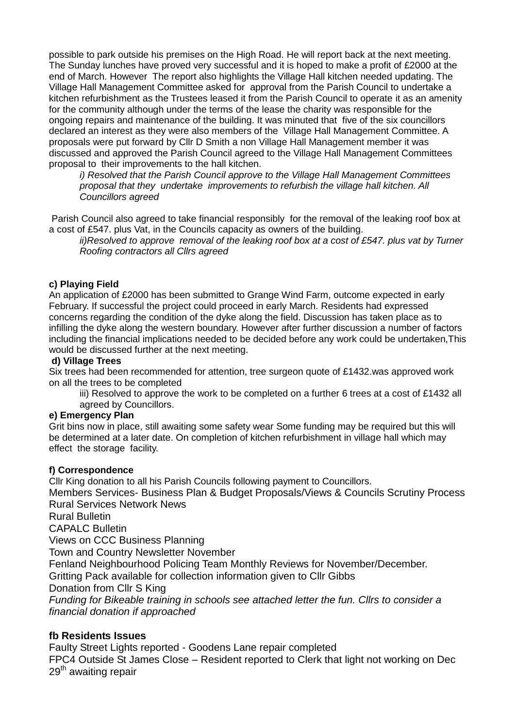possible to park outside his premises on the High Road. He will report back at the next meeting. The Sunday lunches have proved very successful and it is hoped to make a profit of £2000 at the end of March. However The report also highlights the Village Hall kitchen needed updating. The Village Hall Management Committee asked for approval from the Parish Council to undertake a kitchen refurbishment as the Trustees leased it from the Parish Council to operate it as an amenity for the community although under the terms of the lease the charity was responsible for the ongoing repairs and maintenance of the building. It was minuted that five of the six councillors declared an interest as they were also members of the Village Hall Management Committee. A proposals were put forward by Cllr D Smith a non Village Hall Management member it was discussed and approved the Parish Council agreed to the Village Hall Management Committees proposal to their improvements to the hall kitchen.

> *i) Resolved that the Parish Council approve to the Village Hall Management Committees proposal that they undertake improvements to refurbish the village hall kitchen. All Councillors agreed*

Parish Council also agreed to take financial responsibly for the removal of the leaking roof box at a cost of £547. plus Vat, in the Councils capacity as owners of the building.

> *ii)Resolved to approve removal of the leaking roof box at a cost of £547. plus vat by Turner Roofing contractors all Cllrs agreed*

**c) Playing Field**

An application of £2000 has been submitted to Grange Wind Farm, outcome expected in early February. If successful the project could proceed in early March. Residents had expressed concerns regarding the condition of the dyke along the field. Discussion has taken place as to infilling the dyke along the western boundary. However after further discussion a number of factors including the financial implications needed to be decided before any work could be undertaken,This would be discussed further at the next meeting.

**d) Village Trees**

Six trees had been recommended for attention, tree surgeon quote of £1432.was approved work on all the trees to be completed

> iii) Resolved to approve the work to be completed on a further 6 trees at a cost of £1432 all agreed by Councillors.

**e) Emergency Plan**

Grit bins now in place, still awaiting some safety wear Some funding may be required but this will be determined at a later date. On completion of kitchen refurbishment in village hall which may effect the storage facility.

**f) Correspondence**

Cllr King donation to all his Parish Councils following payment to Councillors.
Members Services- Business Plan & Budget Proposals/Views & Councils Scrutiny Process
Rural Services Network News
Rural Bulletin
CAPALC Bulletin
Views on CCC Business Planning
Town and Country Newsletter November
Fenland Neighbourhood Policing Team Monthly Reviews for November/December.
Gritting Pack available for collection information given to Cllr Gibbs
Donation from Cllr S King
*Funding for Bikeable training in schools see attached letter the fun. Cllrs to consider a financial donation if approached*

**fb Residents Issues**

Faulty Street Lights reported - Goodens Lane repair completed
FPC4 Outside St James Close – Resident reported to Clerk that light not working on Dec 29th awaiting repair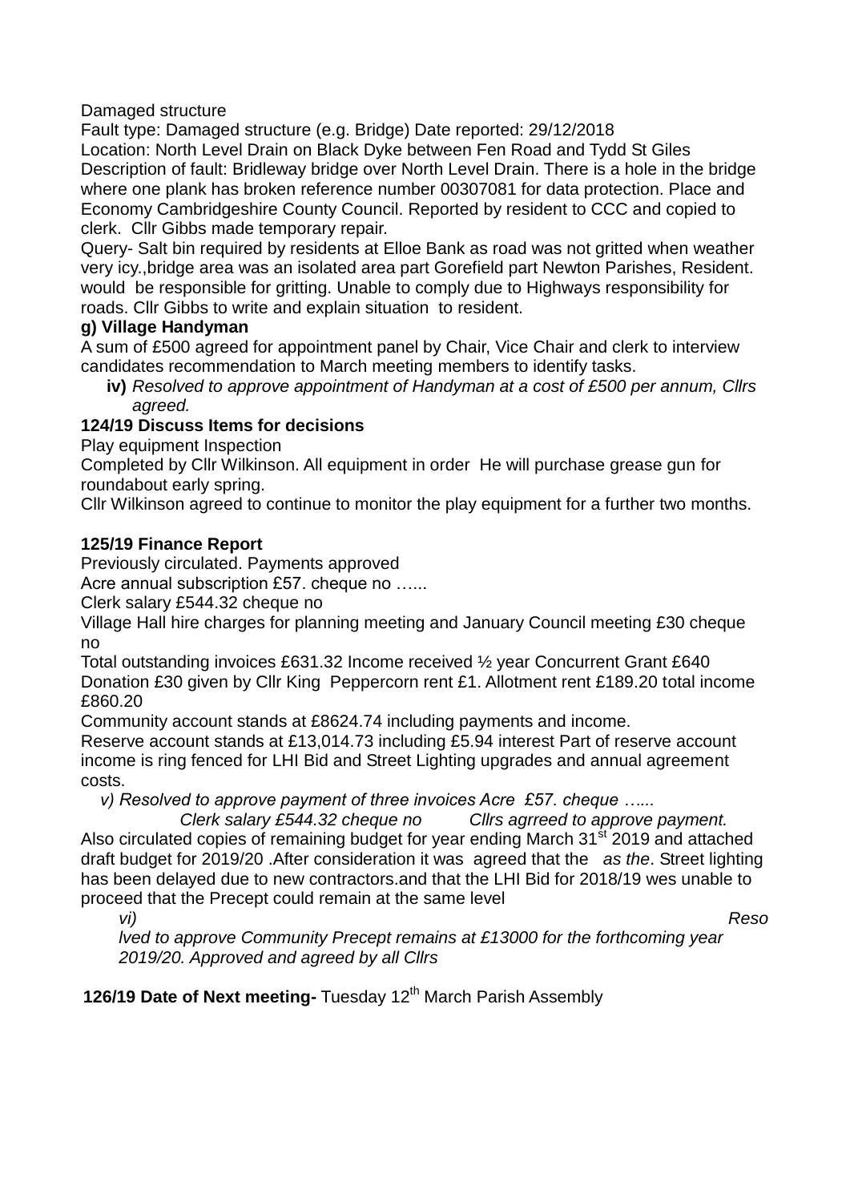Damaged structure

Fault type: Damaged structure (e.g. Bridge) Date reported: 29/12/2018

Location: North Level Drain on Black Dyke between Fen Road and Tydd St Giles

Description of fault: Bridleway bridge over North Level Drain. There is a hole in the bridge where one plank has broken reference number 00307081 for data protection. Place and Economy Cambridgeshire County Council. Reported by resident to CCC and copied to clerk. Cllr Gibbs made temporary repair.

Query- Salt bin required by residents at Elloe Bank as road was not gritted when weather very icy.,bridge area was an isolated area part Gorefield part Newton Parishes, Resident. would be responsible for gritting. Unable to comply due to Highways responsibility for roads. Cllr Gibbs to write and explain situation to resident.

**g) Village Handyman**

A sum of £500 agreed for appointment panel by Chair, Vice Chair and clerk to interview candidates recommendation to March meeting members to identify tasks.

**iv)** *Resolved to approve appointment of Handyman at a cost of £500 per annum, Cllrs agreed.*

**124/19 Discuss Items for decisions**

Play equipment Inspection

Completed by Cllr Wilkinson. All equipment in order He will purchase grease gun for roundabout early spring.

Cllr Wilkinson agreed to continue to monitor the play equipment for a further two months.

**125/19 Finance Report**

Previously circulated. Payments approved

Acre annual subscription £57. cheque no …...

Clerk salary £544.32 cheque no

Village Hall hire charges for planning meeting and January Council meeting £30 cheque no

Total outstanding invoices £631.32 Income received ½ year Concurrent Grant £640 Donation £30 given by Cllr King Peppercorn rent £1. Allotment rent £189.20 total income £860.20

Community account stands at £8624.74 including payments and income.

Reserve account stands at £13,014.73 including £5.94 interest Part of reserve account income is ring fenced for LHI Bid and Street Lighting upgrades and annual agreement costs.

*v) Resolved to approve payment of three invoices Acre £57. cheque …...*
*Clerk salary £544.32 cheque no Cllrs agrreed to approve payment.*

Also circulated copies of remaining budget for year ending March 31st 2019 and attached draft budget for 2019/20 .After consideration it was agreed that the *as the*. Street lighting has been delayed due to new contractors.and that the LHI Bid for 2018/19 wes unable to proceed that the Precept could remain at the same level

*vi) Resolved to approve Community Precept remains at £13000 for the forthcoming year 2019/20. Approved and agreed by all Cllrs*

**126/19 Date of Next meeting-** Tuesday 12th March Parish Assembly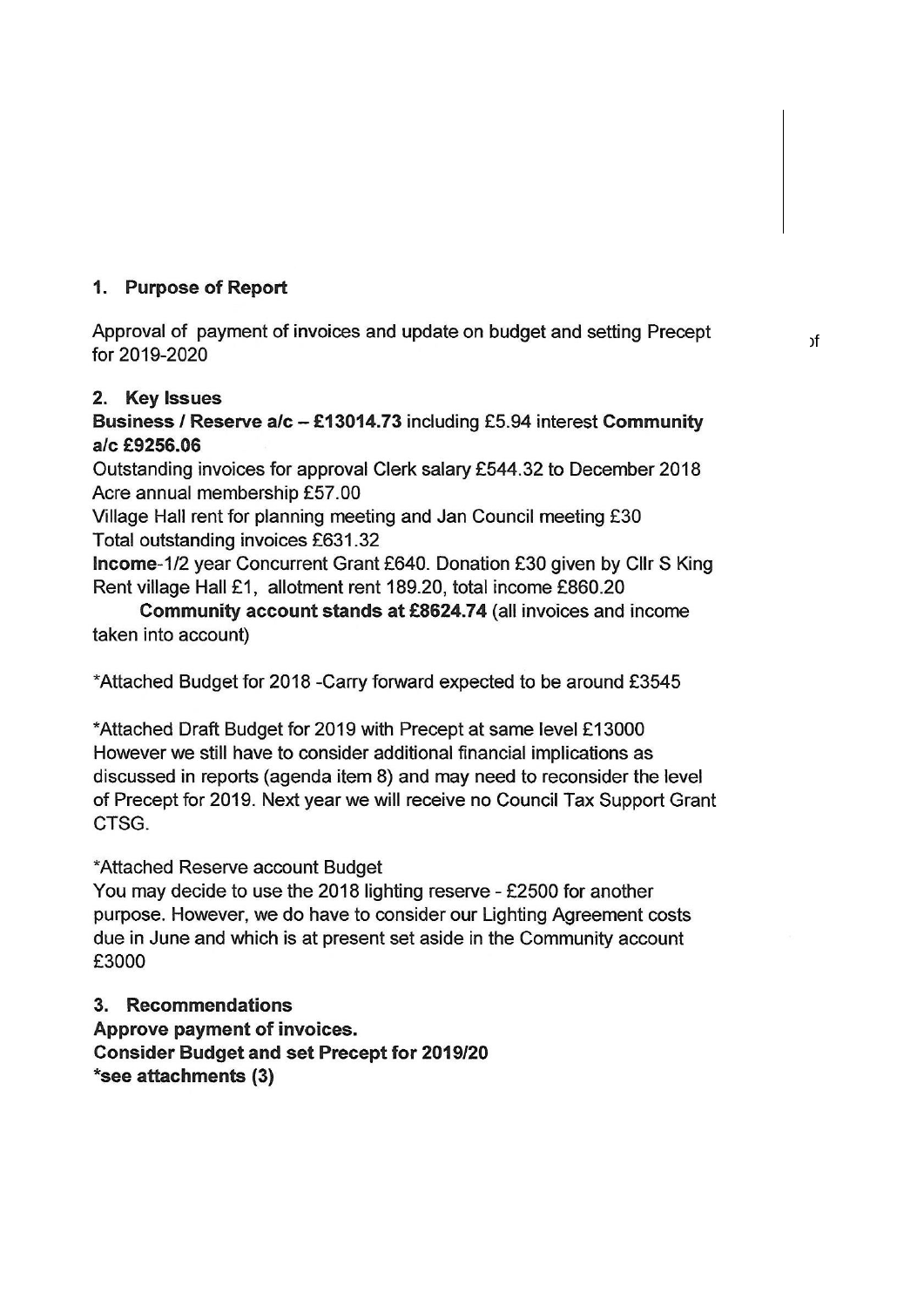## 1. Purpose of Report

Approval of payment of invoices and update on budget and setting Precept for 2019-2020

## 2. Key Issues

**Business / Reserve a/c – £13014.73** including £5.94 interest **Community a/c £9256.06**

Outstanding invoices for approval Clerk salary £544.32 to December 2018
Acre annual membership £57.00
Village Hall rent for planning meeting and Jan Council meeting £30
Total outstanding invoices £631.32

**Income**-1/2 year Concurrent Grant £640. Donation £30 given by Cllr S King
Rent village Hall £1, allotment rent 189.20, total income £860.20

**Community account stands at £8624.74** (all invoices and income taken into account)

*Attached Budget for 2018 -Carry forward expected to be around £3545

*Attached Draft Budget for 2019 with Precept at same level £13000
However we still have to consider additional financial implications as discussed in reports (agenda item 8) and may need to reconsider the level of Precept for 2019. Next year we will receive no Council Tax Support Grant CTSG.

*Attached Reserve account Budget
You may decide to use the 2018 lighting reserve - £2500 for another purpose. However, we do have to consider our Lighting Agreement costs due in June and which is at present set aside in the Community account £3000

## 3. Recommendations

**Approve payment of invoices.**
**Consider Budget and set Precept for 2019/20**
***see attachments (3)**